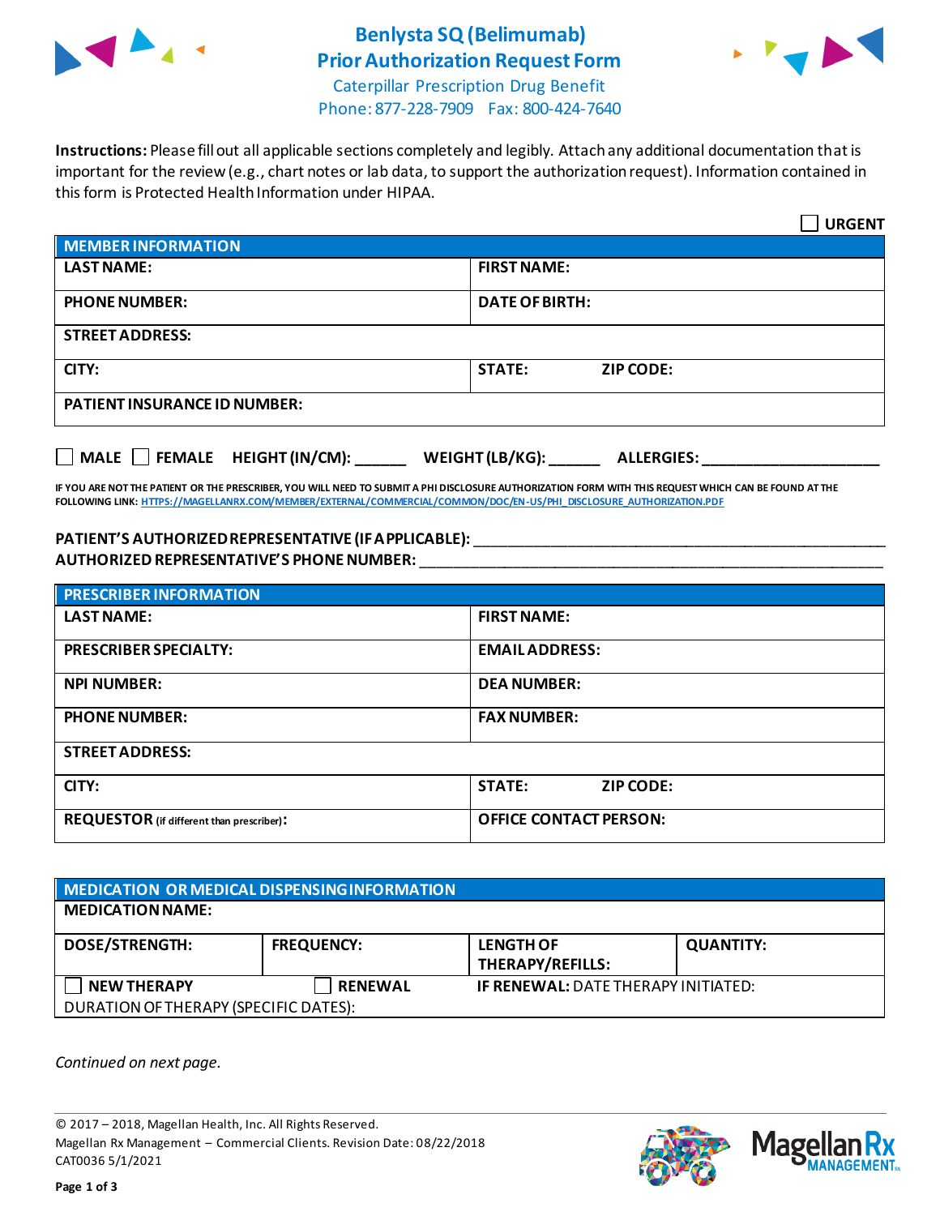# Benlysta SQ (Belimumab) Prior Authorization Request Form

Caterpillar Prescription Drug Benefit
Phone: 877-228-7909 Fax: 800-424-7640

**Instructions:** Please fill out all applicable sections completely and legibly. Attach any additional documentation that is important for the review (e.g., chart notes or lab data, to support the authorization request). Information contained in this form is Protected Health Information under HIPAA.

☐ **URGENT**

| **MEMBER INFORMATION** | |
|---|---|
| **LAST NAME:** | **FIRST NAME:** |
| **PHONE NUMBER:** | **DATE OF BIRTH:** |
| **STREET ADDRESS:** | |
| **CITY:** | **STATE:** **ZIP CODE:** |
| **PATIENT INSURANCE ID NUMBER:** | |

☐ **MALE** ☐ **FEMALE** **HEIGHT (IN/CM):** ______ **WEIGHT (LB/KG):** ______ **ALLERGIES:** ____________________

**IF YOU ARE NOT THE PATIENT OR THE PRESCRIBER, YOU WILL NEED TO SUBMIT A PHI DISCLOSURE AUTHORIZATION FORM WITH THIS REQUEST WHICH CAN BE FOUND AT THE FOLLOWING LINK:** HTTPS://MAGELLANRX.COM/MEMBER/EXTERNAL/COMMERCIAL/COMMON/DOC/EN-US/PHI_DISCLOSURE_AUTHORIZATION.PDF

**PATIENT'S AUTHORIZED REPRESENTATIVE (IF APPLICABLE):** ____________________________________________

**AUTHORIZED REPRESENTATIVE'S PHONE NUMBER:** ____________________________________________

| **PRESCRIBER INFORMATION** | |
|---|---|
| **LAST NAME:** | **FIRST NAME:** |
| **PRESCRIBER SPECIALTY:** | **EMAIL ADDRESS:** |
| **NPI NUMBER:** | **DEA NUMBER:** |
| **PHONE NUMBER:** | **FAX NUMBER:** |
| **STREET ADDRESS:** | |
| **CITY:** | **STATE:** **ZIP CODE:** |
| **REQUESTOR** (if different than prescriber)**:** | **OFFICE CONTACT PERSON:** |

| **MEDICATION OR MEDICAL DISPENSING INFORMATION** | | | |
|---|---|---|---|
| **MEDICATION NAME:** | | | |
| **DOSE/STRENGTH:** | **FREQUENCY:** | **LENGTH OF THERAPY/REFILLS:** | **QUANTITY:** |
| ☐ **NEW THERAPY** | ☐ **RENEWAL** | **IF RENEWAL:** DATE THERAPY INITIATED: | |
| DURATION OF THERAPY (SPECIFIC DATES): | | | |

*Continued on next page.*

© 2017 – 2018, Magellan Health, Inc. All Rights Reserved.
Magellan Rx Management – Commercial Clients. Revision Date: 08/22/2018
CAT0036 5/1/2021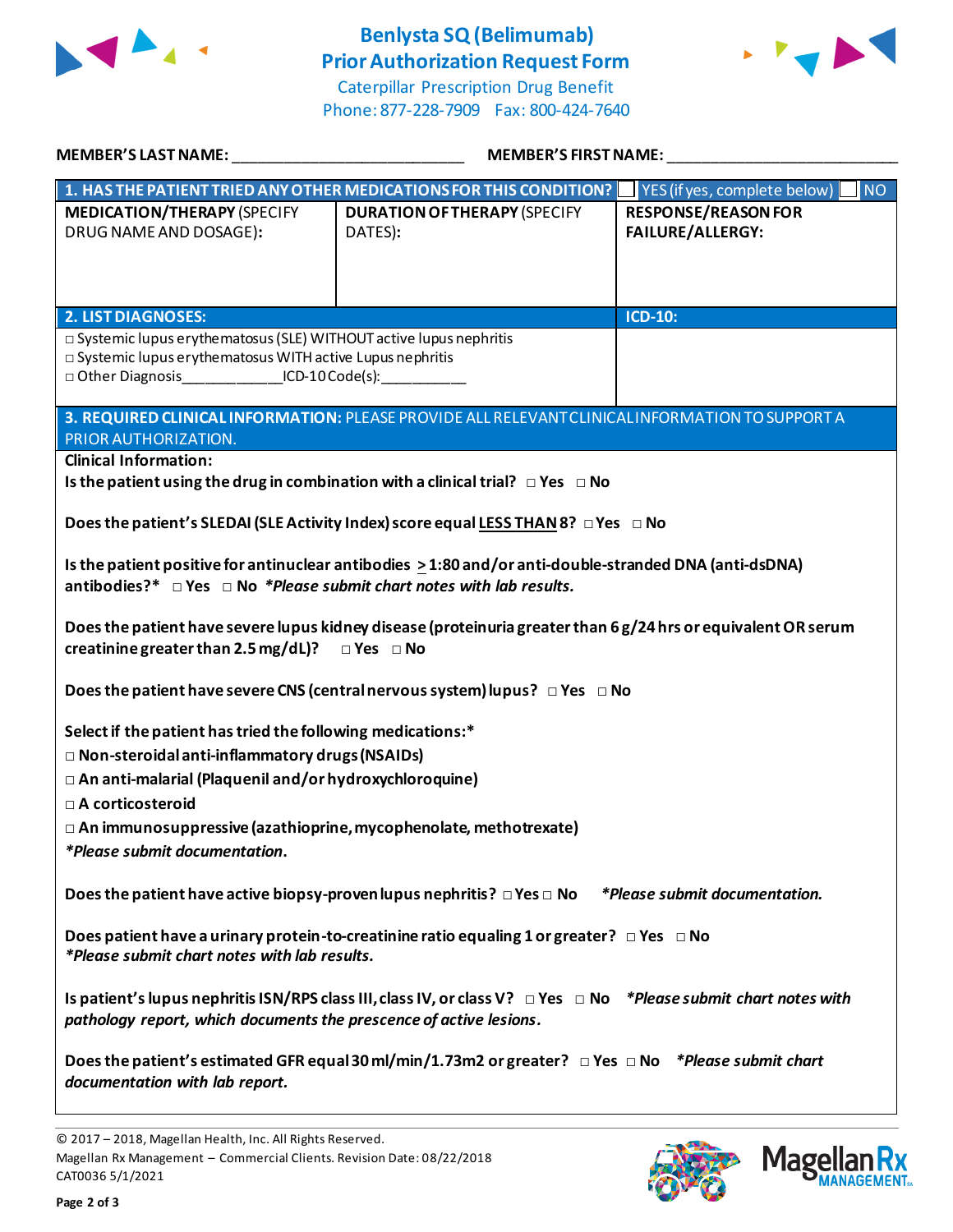# Benlysta SQ (Belimumab) Prior Authorization Request Form

Caterpillar Prescription Drug Benefit
Phone: 877-228-7909 Fax: 800-424-7640

**MEMBER'S LAST NAME:** ___________________________ **MEMBER'S FIRST NAME:** ___________________________

| **1. HAS THE PATIENT TRIED ANY OTHER MEDICATIONS FOR THIS CONDITION?** ☐ YES (if yes, complete below) ☐ NO | | |
|---|---|---|
| **MEDICATION/THERAPY** (SPECIFY DRUG NAME AND DOSAGE): | **DURATION OF THERAPY** (SPECIFY DATES): | **RESPONSE/REASON FOR FAILURE/ALLERGY:** |
| | | |

| **2. LIST DIAGNOSES:** | **ICD-10:** |
|---|---|
| □ Systemic lupus erythematosus (SLE) WITHOUT active lupus nephritis<br>□ Systemic lupus erythematosus WITH active Lupus nephritis<br>□ Other Diagnosis____________ICD-10 Code(s):__________ | |

**3. REQUIRED CLINICAL INFORMATION:** PLEASE PROVIDE ALL RELEVANT CLINICAL INFORMATION TO SUPPORT A PRIOR AUTHORIZATION.

**Clinical Information:**

**Is the patient using the drug in combination with a clinical trial?** □ **Yes** □ **No**

**Does the patient's SLEDAI (SLE Activity Index) score equal LESS THAN 8?** □ **Yes** □ **No**

**Is the patient positive for antinuclear antibodies ≥ 1:80 and/or anti-double-stranded DNA (anti-dsDNA) antibodies?*** □ **Yes** □ **No** ***Please submit chart notes with lab results.***

**Does the patient have severe lupus kidney disease (proteinuria greater than 6 g/24 hrs or equivalent OR serum creatinine greater than 2.5 mg/dL)?** □ **Yes** □ **No**

**Does the patient have severe CNS (central nervous system) lupus?** □ **Yes** □ **No**

**Select if the patient has tried the following medications:***

□ **Non-steroidal anti-inflammatory drugs (NSAIDs)**

□ **An anti-malarial (Plaquenil and/or hydroxychloroquine)**

□ **A corticosteroid**

□ **An immunosuppressive (azathioprine, mycophenolate, methotrexate)**

***Please submit documentation.***

**Does the patient have active biopsy-proven lupus nephritis?** □ **Yes** □ **No** ***Please submit documentation.***

**Does patient have a urinary protein-to-creatinine ratio equaling 1 or greater?** □ **Yes** □ **No**
***Please submit chart notes with lab results.***

**Is patient's lupus nephritis ISN/RPS class III, class IV, or class V?** □ **Yes** □ **No** ***Please submit chart notes with pathology report, which documents the prescence of active lesions.***

**Does the patient's estimated GFR equal 30 ml/min/1.73m2 or greater?** □ **Yes** □ **No** ***Please submit chart documentation with lab report.***

© 2017 – 2018, Magellan Health, Inc. All Rights Reserved.
Magellan Rx Management – Commercial Clients. Revision Date: 08/22/2018
CAT0036 5/1/2021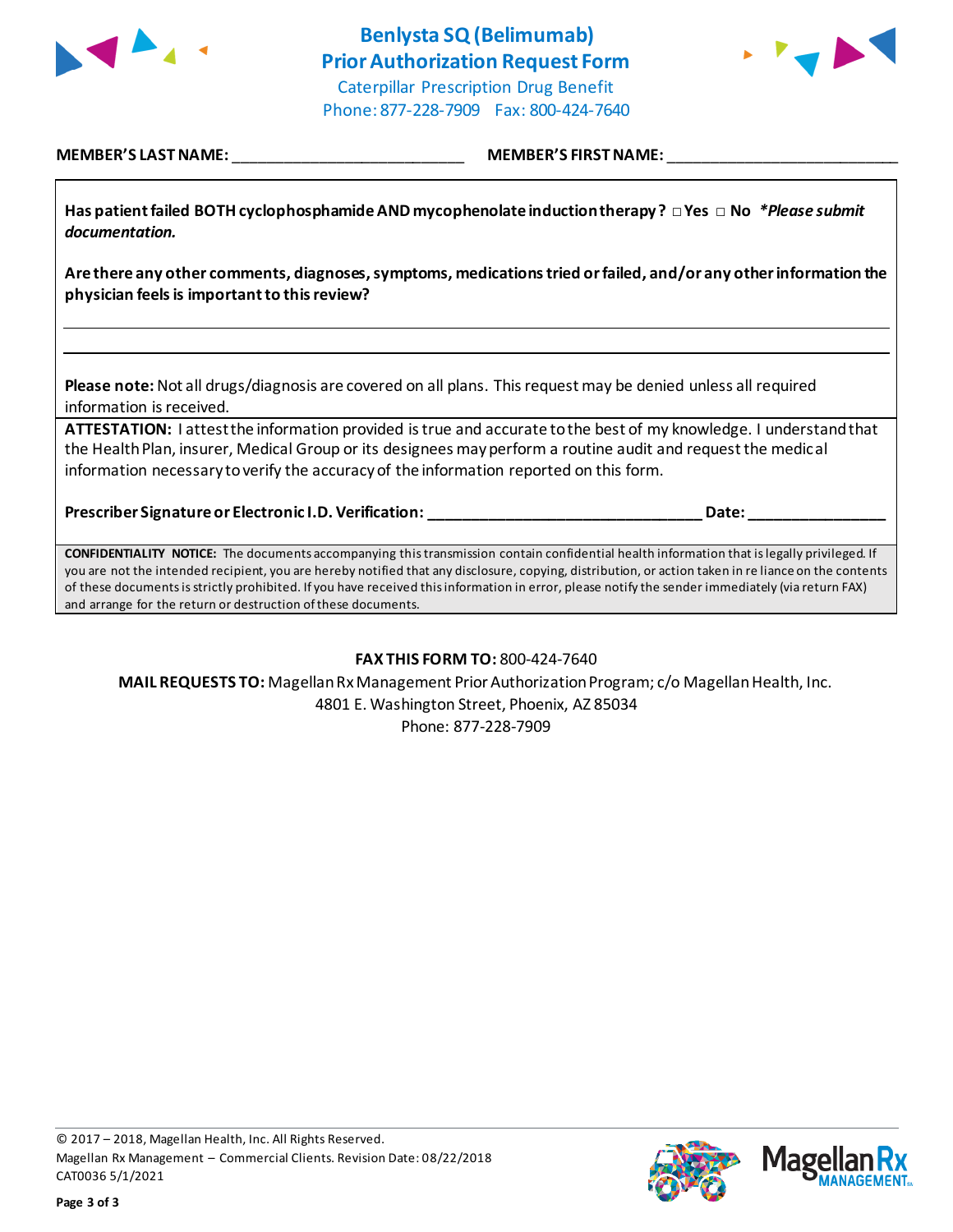# Benlysta SQ (Belimumab) Prior Authorization Request Form

Caterpillar Prescription Drug Benefit
Phone: 877-228-7909 Fax: 800-424-7640

**MEMBER'S LAST NAME:** ___________________________ **MEMBER'S FIRST NAME:** ___________________________

**Has patient failed BOTH cyclophosphamide AND mycophenolate induction therapy?** □ Yes □ No ***Please submit documentation.***

**Are there any other comments, diagnoses, symptoms, medications tried or failed, and/or any other information the physician feels is important to this review?**

_______________________________________________________________________________

_______________________________________________________________________________

**Please note:** Not all drugs/diagnosis are covered on all plans. This request may be denied unless all required information is received.

**ATTESTATION:** I attest the information provided is true and accurate to the best of my knowledge. I understand that the Health Plan, insurer, Medical Group or its designees may perform a routine audit and request the medical information necessary to verify the accuracy of the information reported on this form.

**Prescriber Signature or Electronic I.D. Verification:** ________________________________ **Date:** ________________

**CONFIDENTIALITY NOTICE:** The documents accompanying this transmission contain confidential health information that is legally privileged. If you are not the intended recipient, you are hereby notified that any disclosure, copying, distribution, or action taken in reliance on the contents of these documents is strictly prohibited. If you have received this information in error, please notify the sender immediately (via return FAX) and arrange for the return or destruction of these documents.

**FAX THIS FORM TO:** 800-424-7640

**MAIL REQUESTS TO:** Magellan Rx Management Prior Authorization Program; c/o Magellan Health, Inc.
4801 E. Washington Street, Phoenix, AZ 85034
Phone: 877-228-7909

© 2017 – 2018, Magellan Health, Inc. All Rights Reserved.
Magellan Rx Management – Commercial Clients. Revision Date: 08/22/2018
CAT0036 5/1/2021